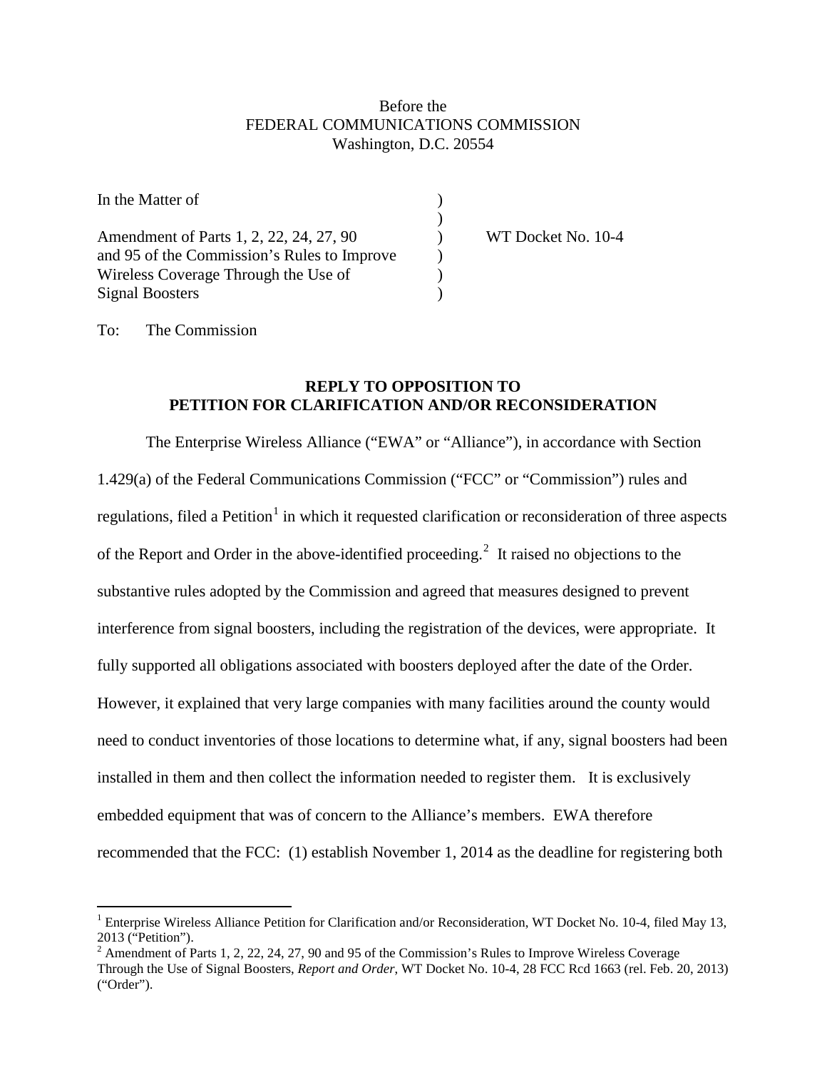Before the
FEDERAL COMMUNICATIONS COMMISSION
Washington, D.C. 20554

| | | |
|---|---|---|
| In the Matter of | ) | |
| | ) | |
| Amendment of Parts 1, 2, 22, 24, 27, 90 | ) | WT Docket No. 10-4 |
| and 95 of the Commission's Rules to Improve | ) | |
| Wireless Coverage Through the Use of | ) | |
| Signal Boosters | ) | |

To: The Commission

**REPLY TO OPPOSITION TO**
**PETITION FOR CLARIFICATION AND/OR RECONSIDERATION**

The Enterprise Wireless Alliance ("EWA" or "Alliance"), in accordance with Section 1.429(a) of the Federal Communications Commission ("FCC" or "Commission") rules and regulations, filed a Petition[1] in which it requested clarification or reconsideration of three aspects of the Report and Order in the above-identified proceeding.[2] It raised no objections to the substantive rules adopted by the Commission and agreed that measures designed to prevent interference from signal boosters, including the registration of the devices, were appropriate. It fully supported all obligations associated with boosters deployed after the date of the Order. However, it explained that very large companies with many facilities around the county would need to conduct inventories of those locations to determine what, if any, signal boosters had been installed in them and then collect the information needed to register them. It is exclusively embedded equipment that was of concern to the Alliance's members. EWA therefore recommended that the FCC: (1) establish November 1, 2014 as the deadline for registering both

[1] Enterprise Wireless Alliance Petition for Clarification and/or Reconsideration, WT Docket No. 10-4, filed May 13, 2013 ("Petition").

[2] Amendment of Parts 1, 2, 22, 24, 27, 90 and 95 of the Commission's Rules to Improve Wireless Coverage Through the Use of Signal Boosters, *Report and Order*, WT Docket No. 10-4, 28 FCC Rcd 1663 (rel. Feb. 20, 2013) ("Order").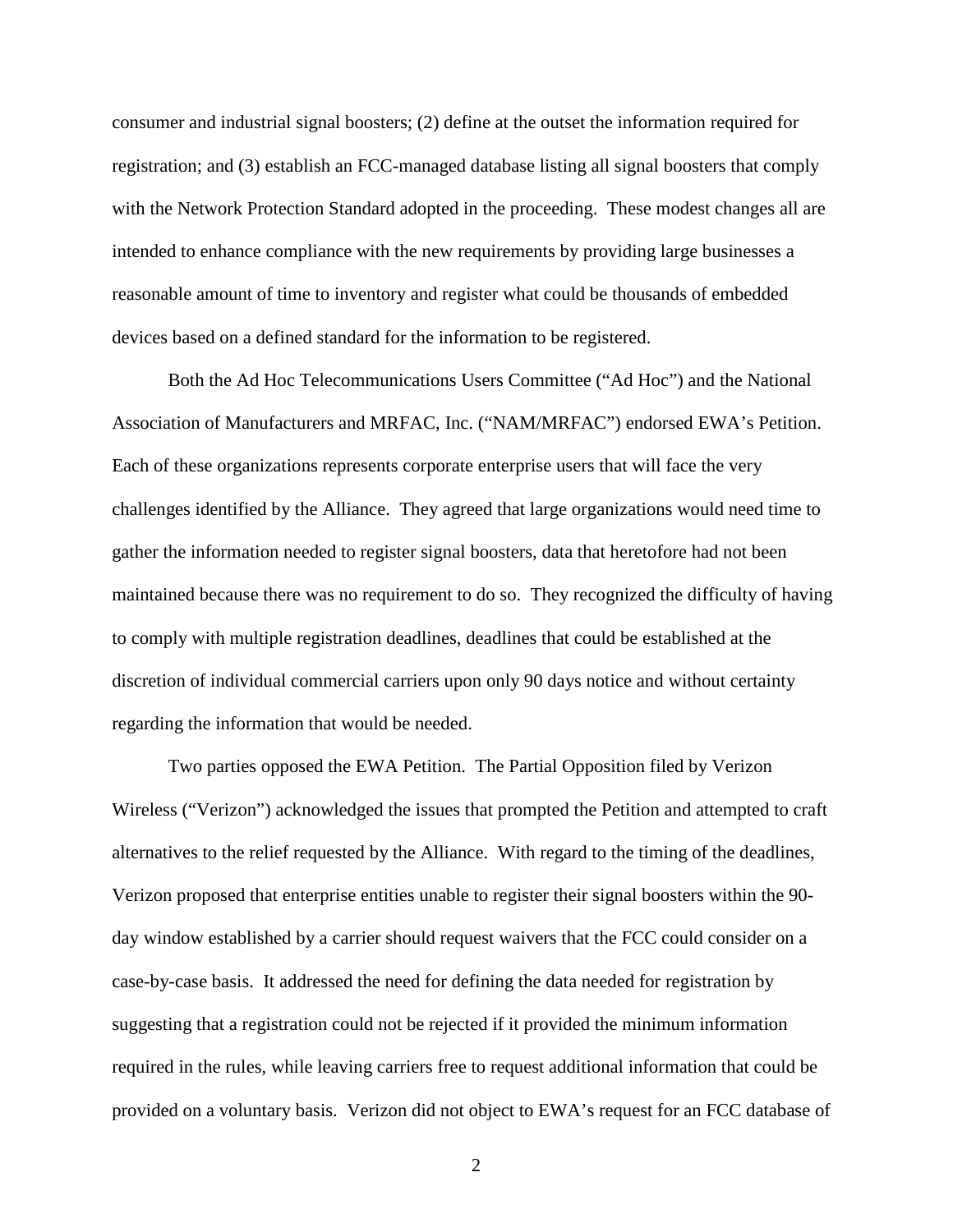consumer and industrial signal boosters; (2) define at the outset the information required for registration; and (3) establish an FCC-managed database listing all signal boosters that comply with the Network Protection Standard adopted in the proceeding. These modest changes all are intended to enhance compliance with the new requirements by providing large businesses a reasonable amount of time to inventory and register what could be thousands of embedded devices based on a defined standard for the information to be registered.

Both the Ad Hoc Telecommunications Users Committee ("Ad Hoc") and the National Association of Manufacturers and MRFAC, Inc. ("NAM/MRFAC") endorsed EWA's Petition. Each of these organizations represents corporate enterprise users that will face the very challenges identified by the Alliance. They agreed that large organizations would need time to gather the information needed to register signal boosters, data that heretofore had not been maintained because there was no requirement to do so. They recognized the difficulty of having to comply with multiple registration deadlines, deadlines that could be established at the discretion of individual commercial carriers upon only 90 days notice and without certainty regarding the information that would be needed.

Two parties opposed the EWA Petition. The Partial Opposition filed by Verizon Wireless ("Verizon") acknowledged the issues that prompted the Petition and attempted to craft alternatives to the relief requested by the Alliance. With regard to the timing of the deadlines, Verizon proposed that enterprise entities unable to register their signal boosters within the 90-day window established by a carrier should request waivers that the FCC could consider on a case-by-case basis. It addressed the need for defining the data needed for registration by suggesting that a registration could not be rejected if it provided the minimum information required in the rules, while leaving carriers free to request additional information that could be provided on a voluntary basis. Verizon did not object to EWA's request for an FCC database of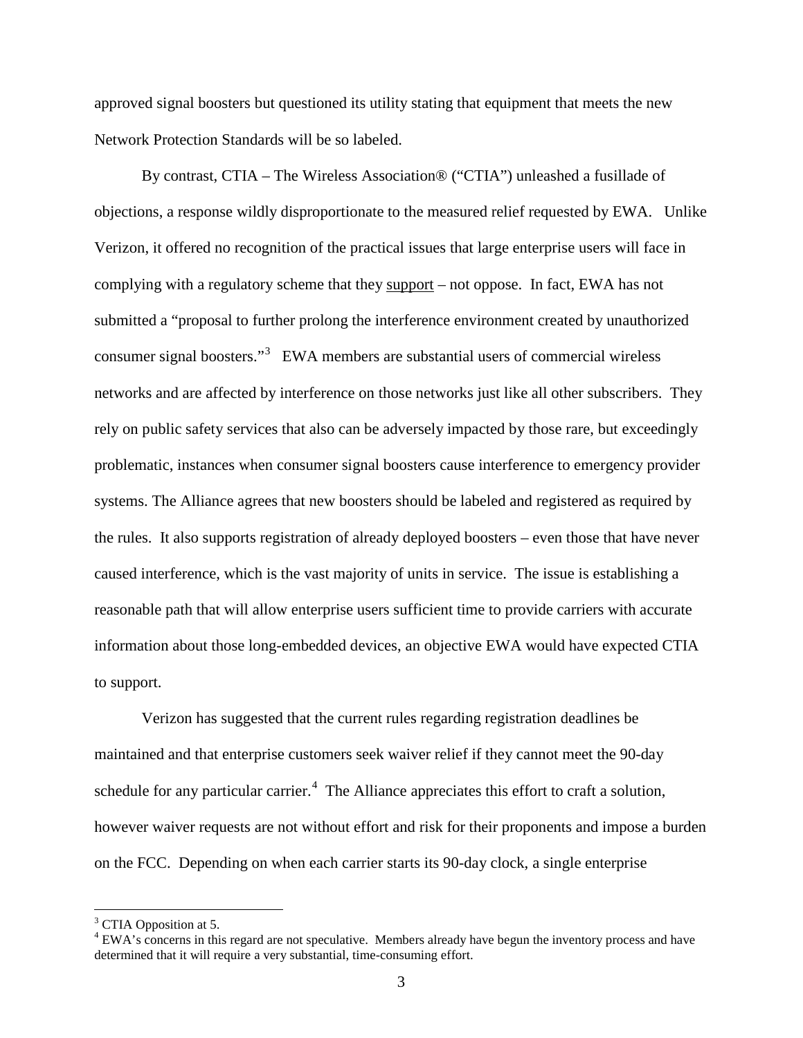approved signal boosters but questioned its utility stating that equipment that meets the new Network Protection Standards will be so labeled.

By contrast, CTIA – The Wireless Association® ("CTIA") unleashed a fusillade of objections, a response wildly disproportionate to the measured relief requested by EWA. Unlike Verizon, it offered no recognition of the practical issues that large enterprise users will face in complying with a regulatory scheme that they support – not oppose. In fact, EWA has not submitted a "proposal to further prolong the interference environment created by unauthorized consumer signal boosters."[3] EWA members are substantial users of commercial wireless networks and are affected by interference on those networks just like all other subscribers. They rely on public safety services that also can be adversely impacted by those rare, but exceedingly problematic, instances when consumer signal boosters cause interference to emergency provider systems. The Alliance agrees that new boosters should be labeled and registered as required by the rules. It also supports registration of already deployed boosters – even those that have never caused interference, which is the vast majority of units in service. The issue is establishing a reasonable path that will allow enterprise users sufficient time to provide carriers with accurate information about those long-embedded devices, an objective EWA would have expected CTIA to support.

Verizon has suggested that the current rules regarding registration deadlines be maintained and that enterprise customers seek waiver relief if they cannot meet the 90-day schedule for any particular carrier.[4] The Alliance appreciates this effort to craft a solution, however waiver requests are not without effort and risk for their proponents and impose a burden on the FCC. Depending on when each carrier starts its 90-day clock, a single enterprise

---

[3] CTIA Opposition at 5.

[4] EWA's concerns in this regard are not speculative. Members already have begun the inventory process and have determined that it will require a very substantial, time-consuming effort.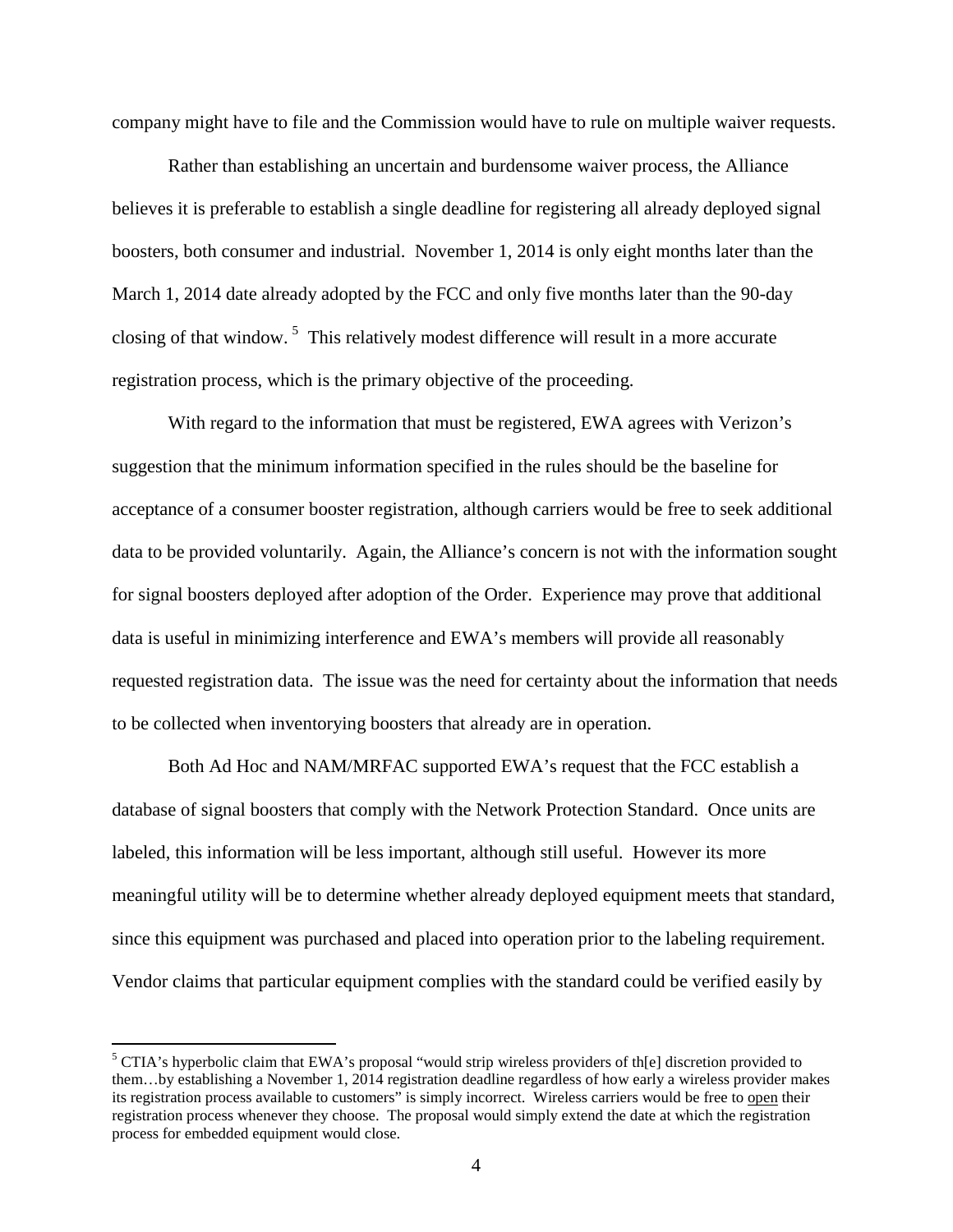company might have to file and the Commission would have to rule on multiple waiver requests.

Rather than establishing an uncertain and burdensome waiver process, the Alliance believes it is preferable to establish a single deadline for registering all already deployed signal boosters, both consumer and industrial. November 1, 2014 is only eight months later than the March 1, 2014 date already adopted by the FCC and only five months later than the 90-day closing of that window.[5] This relatively modest difference will result in a more accurate registration process, which is the primary objective of the proceeding.

With regard to the information that must be registered, EWA agrees with Verizon's suggestion that the minimum information specified in the rules should be the baseline for acceptance of a consumer booster registration, although carriers would be free to seek additional data to be provided voluntarily. Again, the Alliance's concern is not with the information sought for signal boosters deployed after adoption of the Order. Experience may prove that additional data is useful in minimizing interference and EWA's members will provide all reasonably requested registration data. The issue was the need for certainty about the information that needs to be collected when inventorying boosters that already are in operation.

Both Ad Hoc and NAM/MRFAC supported EWA's request that the FCC establish a database of signal boosters that comply with the Network Protection Standard. Once units are labeled, this information will be less important, although still useful. However its more meaningful utility will be to determine whether already deployed equipment meets that standard, since this equipment was purchased and placed into operation prior to the labeling requirement. Vendor claims that particular equipment complies with the standard could be verified easily by

[5] CTIA's hyperbolic claim that EWA's proposal "would strip wireless providers of th[e] discretion provided to them…by establishing a November 1, 2014 registration deadline regardless of how early a wireless provider makes its registration process available to customers" is simply incorrect. Wireless carriers would be free to <u>open</u> their registration process whenever they choose. The proposal would simply extend the date at which the registration process for embedded equipment would close.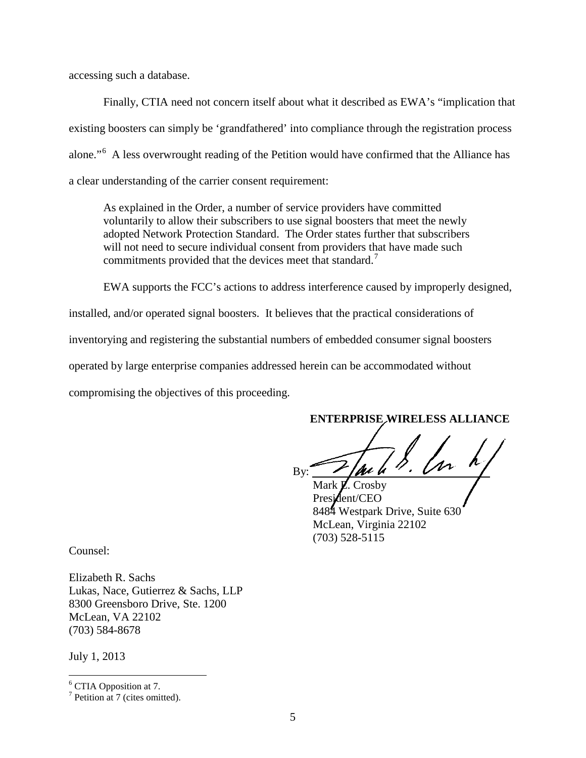accessing such a database.

Finally, CTIA need not concern itself about what it described as EWA's "implication that existing boosters can simply be 'grandfathered' into compliance through the registration process alone."[6] A less overwrought reading of the Petition would have confirmed that the Alliance has a clear understanding of the carrier consent requirement:

> As explained in the Order, a number of service providers have committed voluntarily to allow their subscribers to use signal boosters that meet the newly adopted Network Protection Standard. The Order states further that subscribers will not need to secure individual consent from providers that have made such commitments provided that the devices meet that standard.[7]

EWA supports the FCC's actions to address interference caused by improperly designed, installed, and/or operated signal boosters. It believes that the practical considerations of inventorying and registering the substantial numbers of embedded consumer signal boosters operated by large enterprise companies addressed herein can be accommodated without compromising the objectives of this proceeding.

**ENTERPRISE WIRELESS ALLIANCE**

By: ______________________

Mark E. Crosby
President/CEO
8484 Westpark Drive, Suite 630
McLean, Virginia 22102
(703) 528-5115

Counsel:

Elizabeth R. Sachs
Lukas, Nace, Gutierrez & Sachs, LLP
8300 Greensboro Drive, Ste. 1200
McLean, VA 22102
(703) 584-8678

July 1, 2013

---

[6] CTIA Opposition at 7.
[7] Petition at 7 (cites omitted).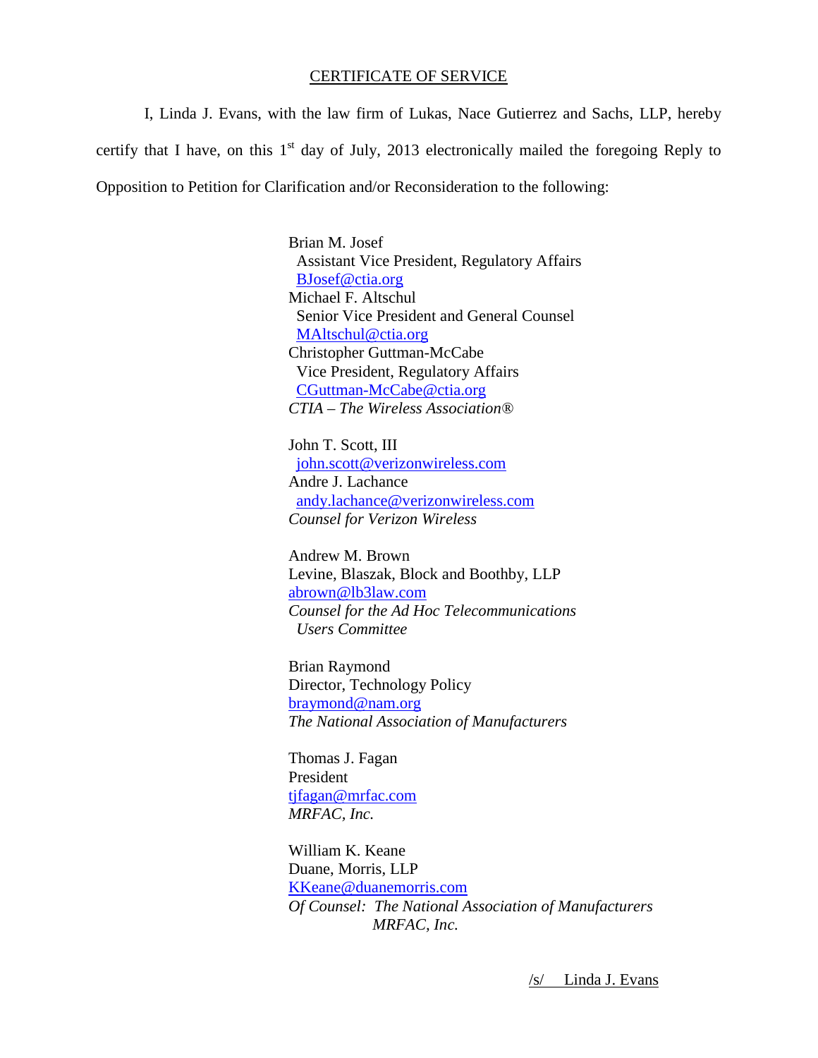## CERTIFICATE OF SERVICE

I, Linda J. Evans, with the law firm of Lukas, Nace Gutierrez and Sachs, LLP, hereby certify that I have, on this 1st day of July, 2013 electronically mailed the foregoing Reply to Opposition to Petition for Clarification and/or Reconsideration to the following:

Brian M. Josef  
Assistant Vice President, Regulatory Affairs  
BJosef@ctia.org  
Michael F. Altschul  
Senior Vice President and General Counsel  
MAltschul@ctia.org  
Christopher Guttman-McCabe  
Vice President, Regulatory Affairs  
CGuttman-McCabe@ctia.org  
*CTIA – The Wireless Association®*

John T. Scott, III  
john.scott@verizonwireless.com  
Andre J. Lachance  
andy.lachance@verizonwireless.com  
*Counsel for Verizon Wireless*

Andrew M. Brown  
Levine, Blaszak, Block and Boothby, LLP  
abrown@lb3law.com  
*Counsel for the Ad Hoc Telecommunications Users Committee*

Brian Raymond  
Director, Technology Policy  
braymond@nam.org  
*The National Association of Manufacturers*

Thomas J. Fagan  
President  
tjfagan@mrfac.com  
*MRFAC, Inc.*

William K. Keane  
Duane, Morris, LLP  
KKeane@duanemorris.com  
*Of Counsel: The National Association of Manufacturers*  
*MRFAC, Inc.*

/s/ Linda J. Evans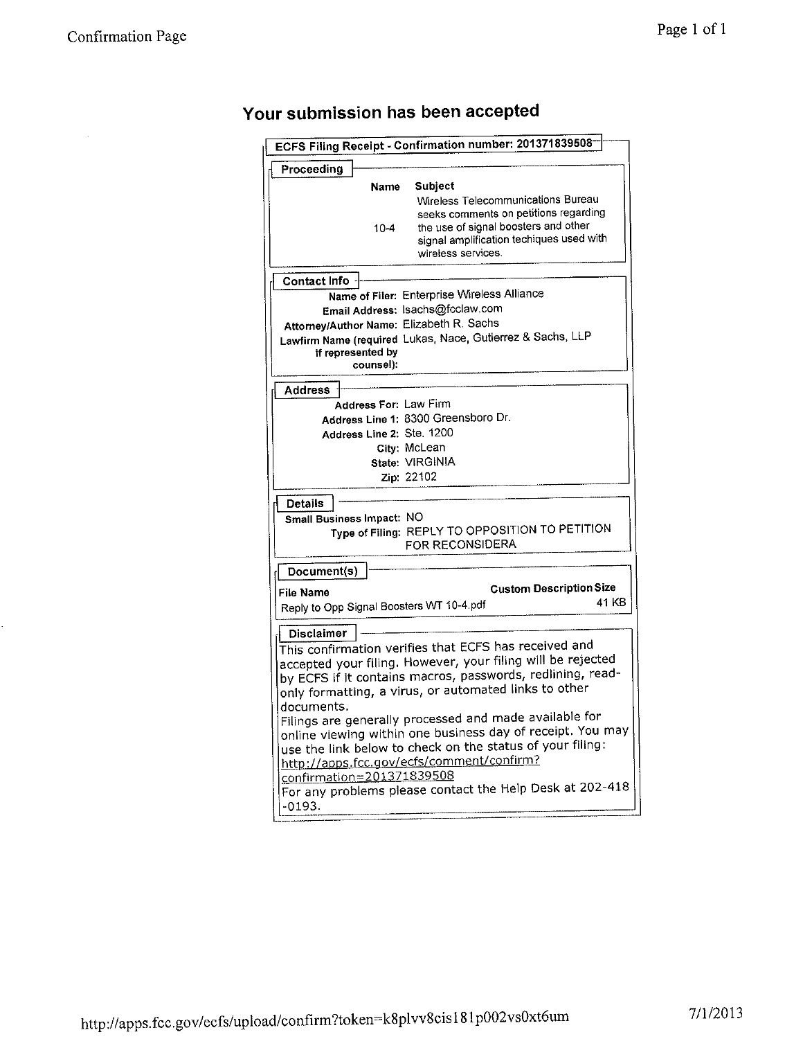# Your submission has been accepted

## ECFS Filing Receipt - Confirmation number: 201371839508

### Proceeding

| Name | Subject |
|---|---|
| 10-4 | Wireless Telecommunications Bureau seeks comments on petitions regarding the use of signal boosters and other signal amplification techiques used with wireless services. |

### Contact Info

**Name of Filer:** Enterprise Wireless Alliance
**Email Address:** lsachs@fcclaw.com
**Attorney/Author Name:** Elizabeth R. Sachs
**Lawfirm Name (required if represented by counsel):** Lukas, Nace, Gutierrez & Sachs, LLP

### Address

**Address For:** Law Firm
**Address Line 1:** 8300 Greensboro Dr.
**Address Line 2:** Ste. 1200
**City:** McLean
**State:** VIRGINIA
**Zip:** 22102

### Details

**Small Business Impact:** NO
**Type of Filing:** REPLY TO OPPOSITION TO PETITION FOR RECONSIDERA

### Document(s)

| File Name | Custom Description | Size |
|---|---|---|
| Reply to Opp Signal Boosters WT 10-4.pdf | | 41 KB |

### Disclaimer

This confirmation verifies that ECFS has received and accepted your filing. However, your filing will be rejected by ECFS if it contains macros, passwords, redlining, read-only formatting, a virus, or automated links to other documents.
Filings are generally processed and made available for online viewing within one business day of receipt. You may use the link below to check on the status of your filing:
http://apps.fcc.gov/ecfs/comment/confirm?confirmation=201371839508
For any problems please contact the Help Desk at 202-418-0193.